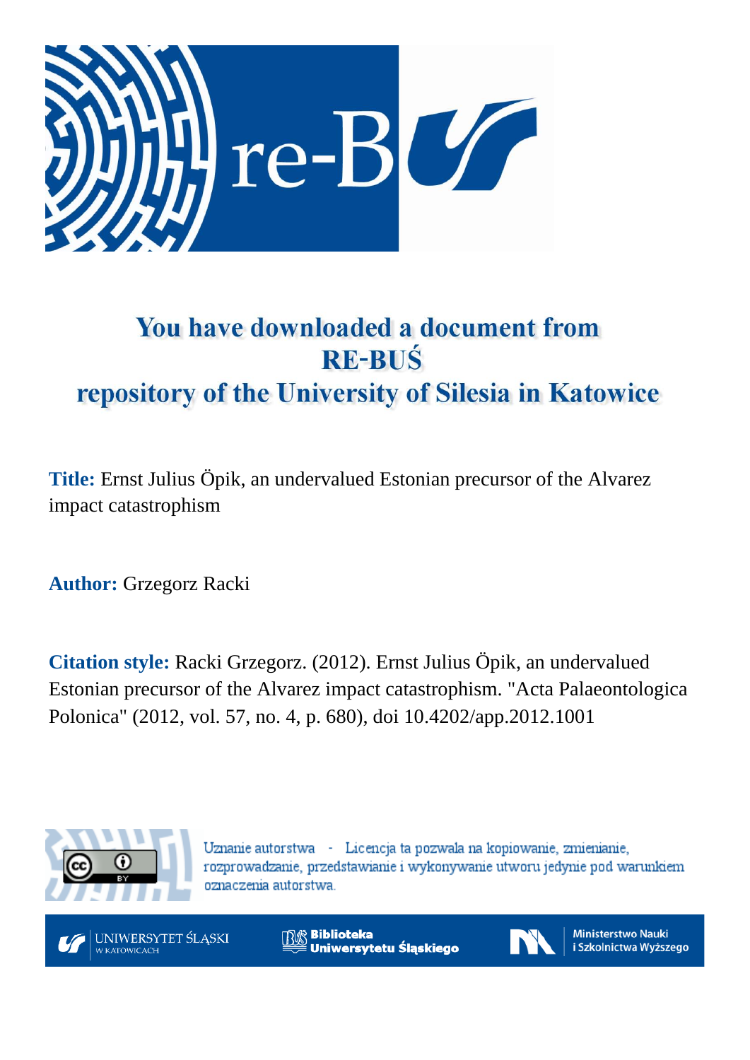# You have downloaded a document from RE-BUŚ repository of the University of Silesia in Katowice

**Title:** Ernst Julius Öpik, an undervalued Estonian precursor of the Alvarez impact catastrophism

**Author:** Grzegorz Racki

**Citation style:** Racki Grzegorz. (2012). Ernst Julius Öpik, an undervalued Estonian precursor of the Alvarez impact catastrophism. "Acta Palaeontologica Polonica" (2012, vol. 57, no. 4, p. 680), doi 10.4202/app.2012.1001

Uznanie autorstwa - Licencja ta pozwala na kopiowanie, zmienianie, rozprowadzanie, przedstawianie i wykonywanie utworu jedynie pod warunkiem oznaczenia autorstwa.

UNIWERSYTET ŚLĄSKI W KATOWICACH | Biblioteka Uniwersytetu Śląskiego | Ministerstwo Nauki i Szkolnictwa Wyższego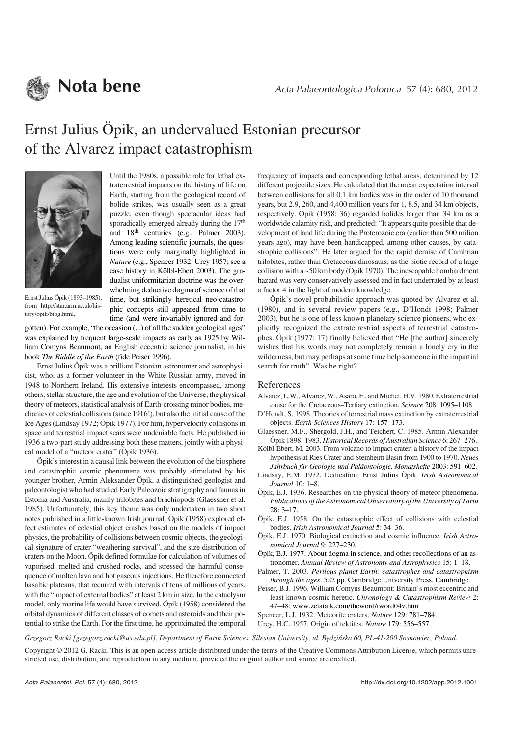# Ernst Julius Öpik, an undervalued Estonian precursor of the Alvarez impact catastrophism

Ernst Julius Öpik (1893–1985); from http://star.arm.ac.uk/history/opik/biog.html.

Until the 1980s, a possible role for lethal extraterrestrial impacts on the history of life on Earth, starting from the geological record of bolide strikes, was usually seen as a great puzzle, even though spectacular ideas had sporadically emerged already during the 17th and 18th centuries (e.g., Palmer 2003). Among leading scientific journals, the questions were only marginally highlighted in *Nature* (e.g., Spencer 1932; Urey 1957; see a case history in Kölbl-Ebert 2003). The gradualist uniformitarian doctrine was the overwhelming deductive dogma of science of that time, but strikingly heretical neo-catastrophic concepts still appeared from time to time (and were invariably ignored and forgotten). For example, "the occasion (...) of all the sudden geological ages" was explained by frequent large-scale impacts as early as 1925 by William Comyns Beaumont, an English eccentric science journalist, in his book *The Riddle of the Earth* (fide Peiser 1996).

Ernst Julius Öpik was a brilliant Estonian astronomer and astrophysicist, who, as a former volunteer in the White Russian army, moved in 1948 to Northern Ireland. His extensive interests encompassed, among others, stellar structure, the age and evolution of the Universe, the physical theory of meteors, statistical analysis of Earth-crossing minor bodies, mechanics of celestial collisions (since 1916!), but also the initial cause of the Ice Ages (Lindsay 1972; Öpik 1977). For him, hypervelocity collisions in space and terrestrial impact scars were undeniable facts. He published in 1936 a two-part study addressing both these matters, jointly with a physical model of a "meteor crater" (Öpik 1936).

Öpik's interest in a causal link between the evolution of the biosphere and catastrophic cosmic phenomena was probably stimulated by his younger brother, Armin Aleksander Öpik, a distinguished geologist and paleontologist who had studied Early Paleozoic stratigraphy and faunas in Estonia and Australia, mainly trilobites and brachiopods (Glaessner et al. 1985). Unfortunately, this key theme was only undertaken in two short notes published in a little-known Irish journal. Öpik (1958) explored effect estimates of celestial object crashes based on the models of impact physics, the probability of collisions between cosmic objects, the geological signature of crater "weathering survival", and the size distribution of craters on the Moon. Öpik defined formulae for calculation of volumes of vaporised, melted and crushed rocks, and stressed the harmful consequence of molten lava and hot gaseous injections. He therefore connected basaltic plateaus, that recurred with intervals of tens of millions of years, with the "impact of external bodies" at least 2 km in size. In the cataclysm model, only marine life would have survived. Öpik (1958) considered the orbital dynamics of different classes of comets and asteroids and their potential to strike the Earth. For the first time, he approximated the temporal frequency of impacts and corresponding lethal areas, determined by 12 different projectile sizes. He calculated that the mean expectation interval between collisions for all 0.1 km bodies was in the order of 10 thousand years, but 2.9, 260, and 4,400 million years for 1, 8.5, and 34 km objects, respectively. Öpik (1958: 36) regarded bolides larger than 34 km as a worldwide calamity risk, and predicted: "It appears quite possible that development of land life during the Proterozoic era (earlier than 500 milion years ago), may have been handicapped, among other causes, by catastrophic collisions". He later argued for the rapid demise of Cambrian trilobites, rather than Cretaceous dinosaurs, as the biotic record of a huge collision with a ~50 km body (Öpik 1970). The inescapable bombardment hazard was very conservatively assessed and in fact underrated by at least a factor 4 in the light of modern knowledge.

Öpik's novel probabilistic approach was quoted by Alvarez et al. (1980), and in several review papers (e.g., D'Hondt 1998; Palmer 2003), but he is one of less known planetary science pioneers, who explicitly recognized the extraterrestrial aspects of terrestrial catastrophes. Öpik (1977: 17) finally believed that "He [the author] sincerely wishes that his words may not completely remain a lonely cry in the wilderness, but may perhaps at some time help someone in the impartial search for truth". Was he right?

## References

Alvarez, L.W., Alvarez, W., Asaro, F., and Michel, H.V. 1980. Extraterrestrial cause for the Cretaceous–Tertiary extinction. *Science* 208: 1095–1108.

D'Hondt, S. 1998. Theories of terrestrial mass extinction by extraterrestrial objects. *Earth Sciences History* 17: 157–173.

Glaessner, M.F., Shergold, J.H., and Teichert, C. 1985. Armin Alexander Öpik 1898–1983. *Historical Records of Australian Science* 6: 267–276.

Kölbl-Ebert, M. 2003. From volcano to impact crater: a history of the impact hypothesis at Ries Crater and Steinheim Basin from 1900 to 1970. *Neues Jahrbuch für Geologie und Paläontologie, Monatshefte* 2003: 591–602.

Lindsay, E.M. 1972. Dedication: Ernst Julius Öpik. *Irish Astronomical Journal* 10: 1–8.

Öpik, E.J. 1936. Researches on the physical theory of meteor phenomena. *Publications of the Astronomical Observatory of the University of Tartu* 28: 3–17.

Öpik, E.J. 1958. On the catastrophic effect of collisions with celestial bodies. *Irish Astronomical Journal* 5: 34–36.

Öpik, E.J. 1970. Biological extinction and cosmic influence. *Irish Astronomical Journal* 9: 227–230.

Öpik, E.J. 1977. About dogma in science, and other recollections of an astronomer. *Annual Review of Astronomy and Astrophysics* 15: 1–18.

Palmer, T. 2003. *Perilous planet Earth: catastrophes and catastrophism through the ages*. 522 pp. Cambridge University Press, Cambridge.

Peiser, B.J. 1996. William Comyns Beaumont: Britain's most eccentric and least known cosmic heretic. *Chronology & Catastrophism Review* 2: 47–48; www.zetatalk.com/theword/tword04v.htm

Spencer, L.J. 1932. Meteorite craters. *Nature* 129: 781–784.

Urey, H.C. 1957. Origin of tektites. *Nature* 179: 556–557.

*Grzegorz Racki [grzegorz.racki@us.edu.pl], Department of Earth Sciences, Silesian University, ul. Będzińska 60, PL-41-200 Sosnowiec, Poland.*

Copyright © 2012 G. Racki. This is an open-access article distributed under the terms of the Creative Commons Attribution License, which permits unrestricted use, distribution, and reproduction in any medium, provided the original author and source are credited.